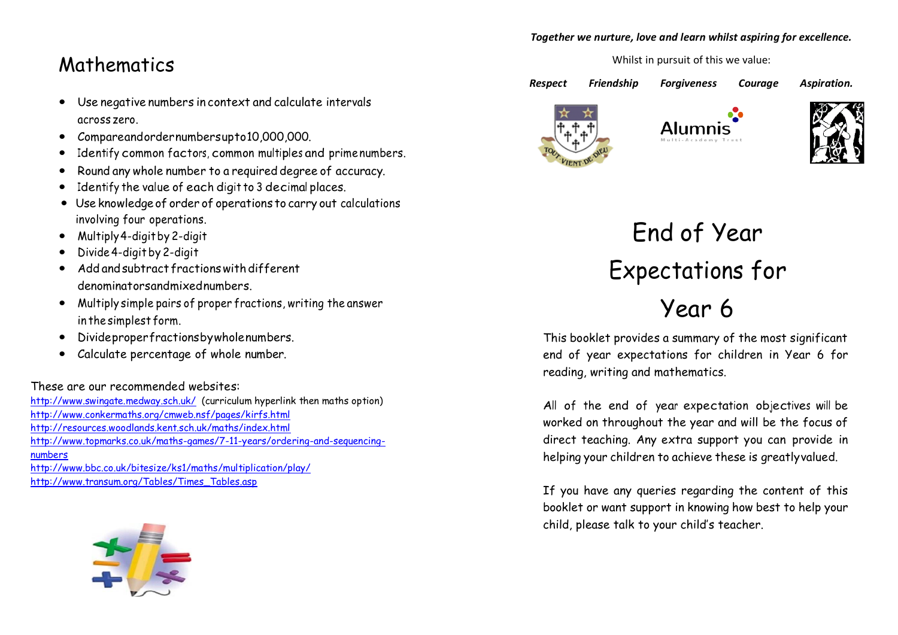## Mathematics

- Use negative numbers in context and calculate intervals across zero.
- Compare and order numbers up to 10,000,000.
- Identify common factors, common multiples and prime numbers.
- Round any whole number to a required degree of accuracy.
- Identify the value of each digit to 3 decimal places.
- Use knowledge of order of operations to carry out calculations involving four operations.
- Multiply 4-digit by 2-digit
- Divide 4-digit by 2-digit
- Add and subtract fractions with different denominators and mixed numbers.
- Multiply simple pairs of proper fractions, writing the answer in the simplest form.
- Divide proper fractions by whole numbers.
- Calculate percentage of whole number.

These are our recommended websites:

http://www.swingate.medway.sch.uk/ (curriculum hyperlink then maths option)
http://www.conkermaths.org/cmweb.nsf/pages/kirfs.html
http://resources.woodlands.kent.sch.uk/maths/index.html
http://www.topmarks.co.uk/maths-games/7-11-years/ordering-and-sequencing-numbers
http://www.bbc.co.uk/bitesize/ks1/maths/multiplication/play/
http://www.transum.org/Tables/Times_Tables.asp

***Together we nurture, love and learn whilst aspiring for excellence.***

Whilst in pursuit of this we value:

***Respect*** ***Friendship*** ***Forgiveness*** ***Courage*** ***Aspiration.***

# End of Year Expectations for Year 6

This booklet provides a summary of the most significant end of year expectations for children in Year 6 for reading, writing and mathematics.

All of the end of year expectation objectives will be worked on throughout the year and will be the focus of direct teaching. Any extra support you can provide in helping your children to achieve these is greatly valued.

If you have any queries regarding the content of this booklet or want support in knowing how best to help your child, please talk to your child's teacher.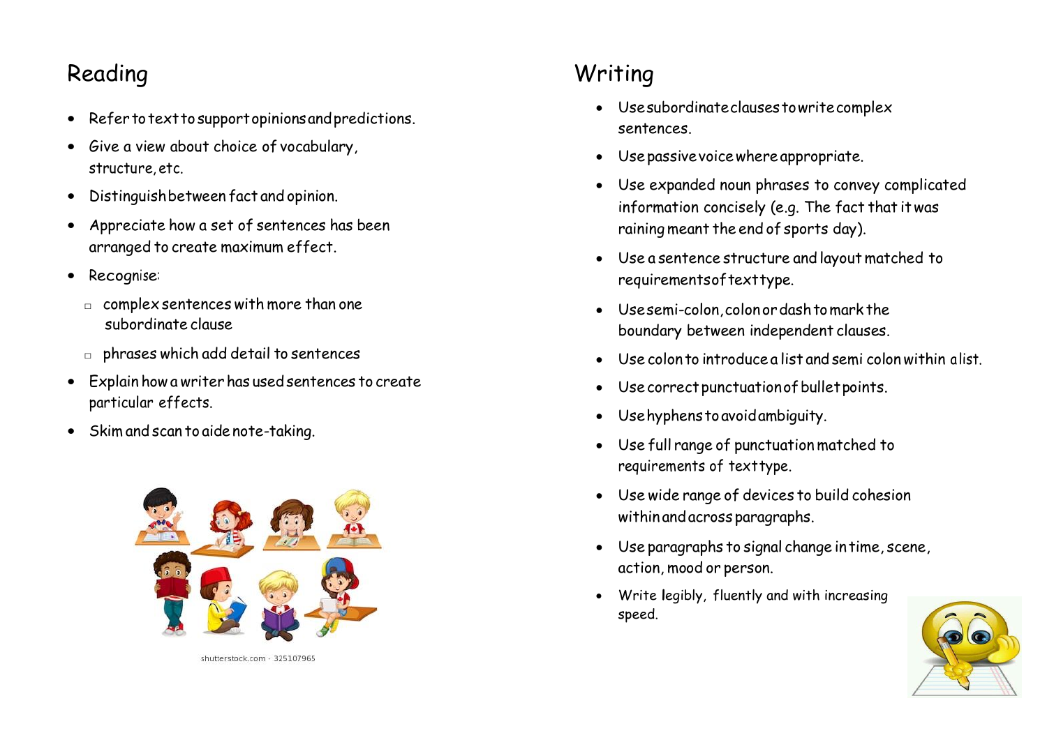## Reading

- Refer to text to support opinions and predictions.
- Give a view about choice of vocabulary, structure, etc.
- Distinguish between fact and opinion.
- Appreciate how a set of sentences has been arranged to create maximum effect.
- Recognise:
  - complex sentences with more than one subordinate clause
  - phrases which add detail to sentences
- Explain how a writer has used sentences to create particular effects.
- Skim and scan to aide note-taking.

shutterstock.com · 325107965

## Writing

- Use subordinate clauses to write complex sentences.
- Use passive voice where appropriate.
- Use expanded noun phrases to convey complicated information concisely (e.g. The fact that it was raining meant the end of sports day).
- Use a sentence structure and layout matched to requirements of text type.
- Use semi-colon, colon or dash to mark the boundary between independent clauses.
- Use colon to introduce a list and semi colon within a list.
- Use correct punctuation of bullet points.
- Use hyphens to avoid ambiguity.
- Use full range of punctuation matched to requirements of text type.
- Use wide range of devices to build cohesion within and across paragraphs.
- Use paragraphs to signal change in time, scene, action, mood or person.
- Write legibly, fluently and with increasing speed.